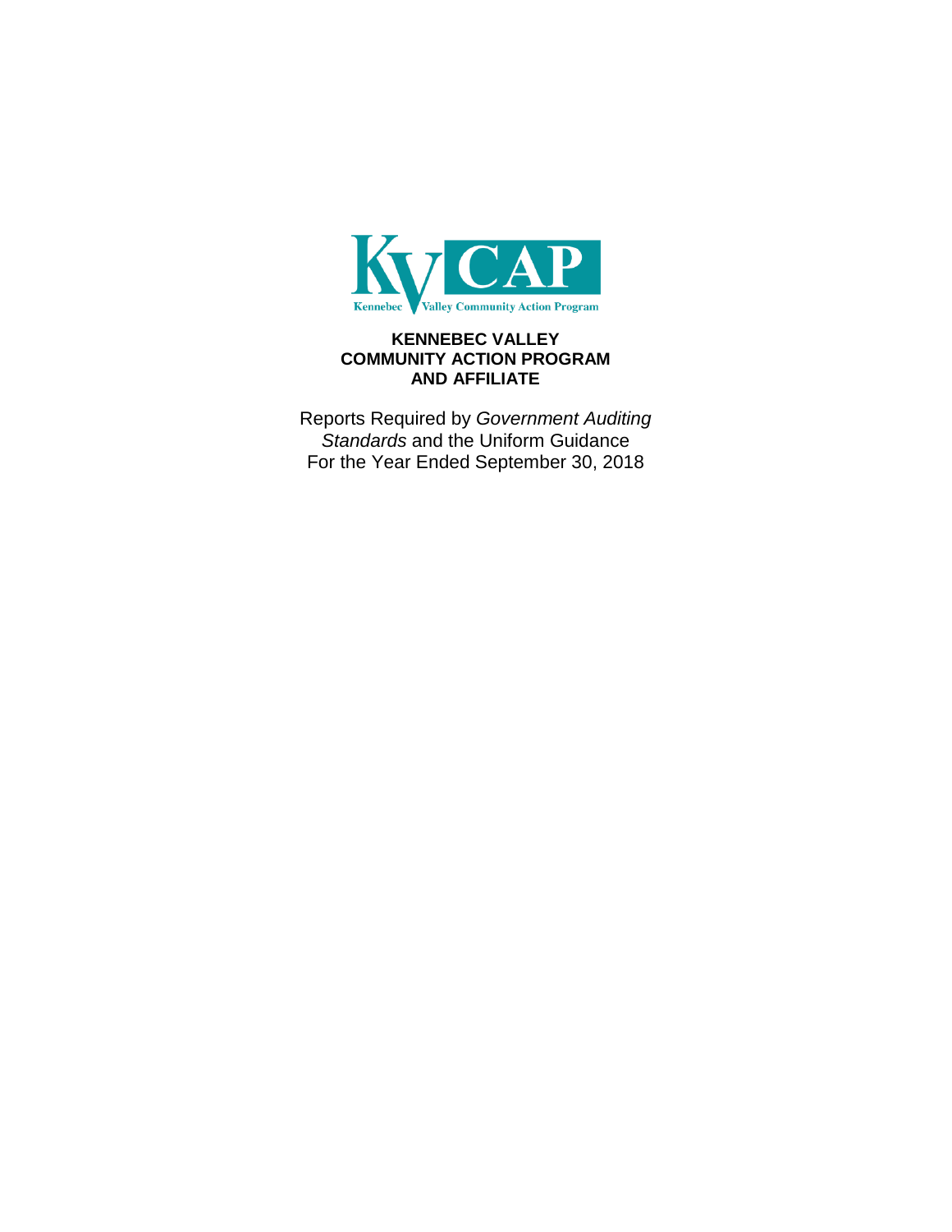KVCAP

Kennebec Valley Community Action Program

# KENNEBEC VALLEY COMMUNITY ACTION PROGRAM AND AFFILIATE

Reports Required by *Government Auditing Standards* and the Uniform Guidance
For the Year Ended September 30, 2018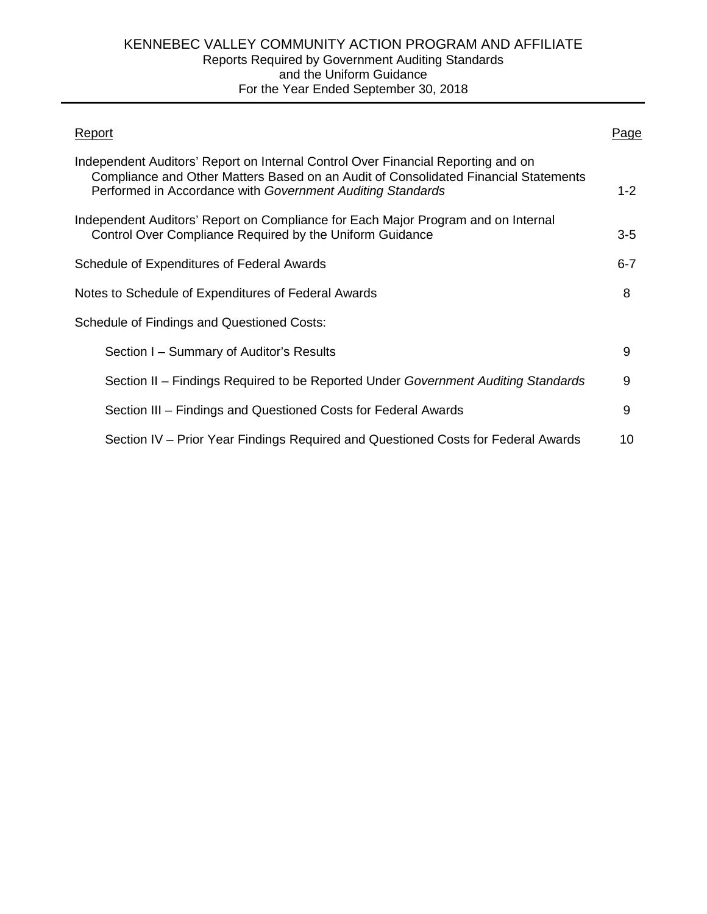# KENNEBEC VALLEY COMMUNITY ACTION PROGRAM AND AFFILIATE

Reports Required by Government Auditing Standards
and the Uniform Guidance
For the Year Ended September 30, 2018

| Report | Page |
|---|---|
| Independent Auditors' Report on Internal Control Over Financial Reporting and on Compliance and Other Matters Based on an Audit of Consolidated Financial Statements Performed in Accordance with *Government Auditing Standards* | 1-2 |
| Independent Auditors' Report on Compliance for Each Major Program and on Internal Control Over Compliance Required by the Uniform Guidance | 3-5 |
| Schedule of Expenditures of Federal Awards | 6-7 |
| Notes to Schedule of Expenditures of Federal Awards | 8 |
| Schedule of Findings and Questioned Costs: | |
| Section I – Summary of Auditor's Results | 9 |
| Section II – Findings Required to be Reported Under *Government Auditing Standards* | 9 |
| Section III – Findings and Questioned Costs for Federal Awards | 9 |
| Section IV – Prior Year Findings Required and Questioned Costs for Federal Awards | 10 |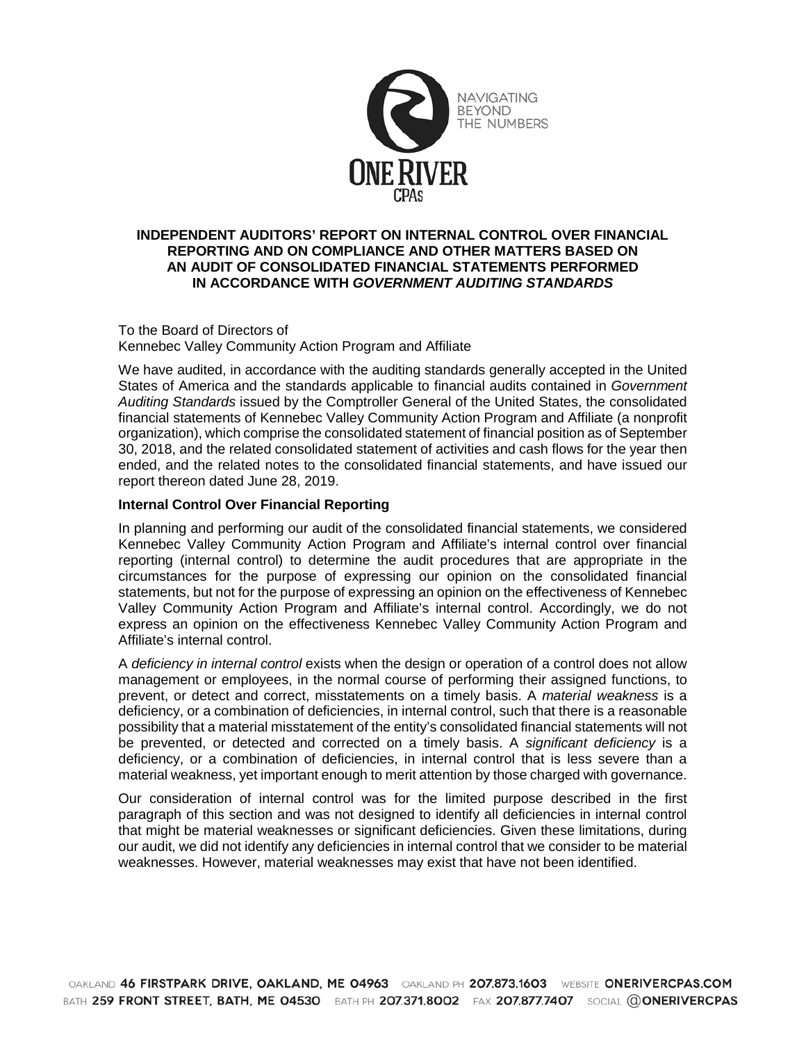# INDEPENDENT AUDITORS' REPORT ON INTERNAL CONTROL OVER FINANCIAL REPORTING AND ON COMPLIANCE AND OTHER MATTERS BASED ON AN AUDIT OF CONSOLIDATED FINANCIAL STATEMENTS PERFORMED IN ACCORDANCE WITH *GOVERNMENT AUDITING STANDARDS*

To the Board of Directors of
Kennebec Valley Community Action Program and Affiliate

We have audited, in accordance with the auditing standards generally accepted in the United States of America and the standards applicable to financial audits contained in *Government Auditing Standards* issued by the Comptroller General of the United States, the consolidated financial statements of Kennebec Valley Community Action Program and Affiliate (a nonprofit organization), which comprise the consolidated statement of financial position as of September 30, 2018, and the related consolidated statement of activities and cash flows for the year then ended, and the related notes to the consolidated financial statements, and have issued our report thereon dated June 28, 2019.

## Internal Control Over Financial Reporting

In planning and performing our audit of the consolidated financial statements, we considered Kennebec Valley Community Action Program and Affiliate's internal control over financial reporting (internal control) to determine the audit procedures that are appropriate in the circumstances for the purpose of expressing our opinion on the consolidated financial statements, but not for the purpose of expressing an opinion on the effectiveness of Kennebec Valley Community Action Program and Affiliate's internal control. Accordingly, we do not express an opinion on the effectiveness Kennebec Valley Community Action Program and Affiliate's internal control.

A *deficiency in internal control* exists when the design or operation of a control does not allow management or employees, in the normal course of performing their assigned functions, to prevent, or detect and correct, misstatements on a timely basis. A *material weakness* is a deficiency, or a combination of deficiencies, in internal control, such that there is a reasonable possibility that a material misstatement of the entity's consolidated financial statements will not be prevented, or detected and corrected on a timely basis. A *significant deficiency* is a deficiency, or a combination of deficiencies, in internal control that is less severe than a material weakness, yet important enough to merit attention by those charged with governance.

Our consideration of internal control was for the limited purpose described in the first paragraph of this section and was not designed to identify all deficiencies in internal control that might be material weaknesses or significant deficiencies. Given these limitations, during our audit, we did not identify any deficiencies in internal control that we consider to be material weaknesses. However, material weaknesses may exist that have not been identified.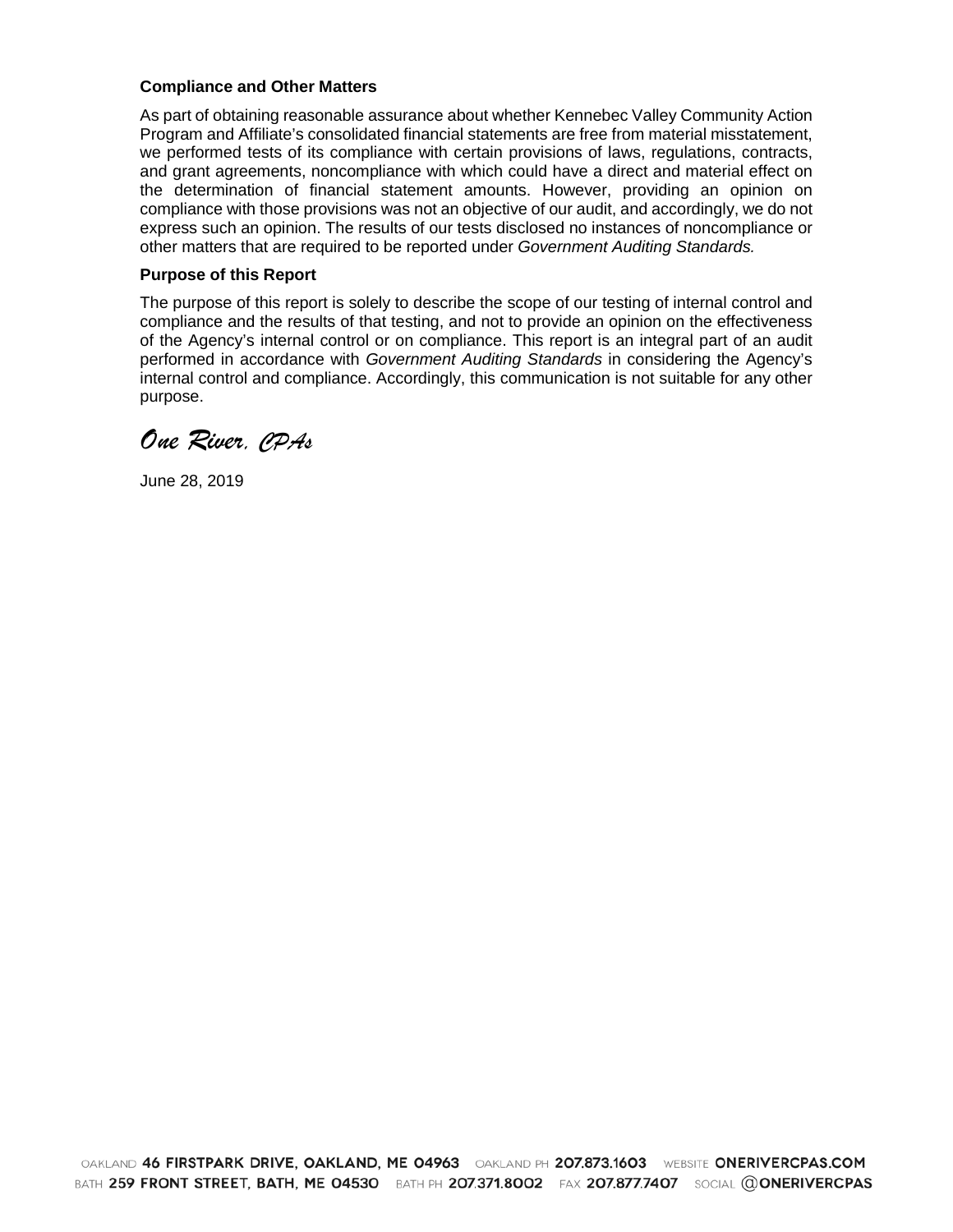### Compliance and Other Matters

As part of obtaining reasonable assurance about whether Kennebec Valley Community Action Program and Affiliate's consolidated financial statements are free from material misstatement, we performed tests of its compliance with certain provisions of laws, regulations, contracts, and grant agreements, noncompliance with which could have a direct and material effect on the determination of financial statement amounts. However, providing an opinion on compliance with those provisions was not an objective of our audit, and accordingly, we do not express such an opinion. The results of our tests disclosed no instances of noncompliance or other matters that are required to be reported under *Government Auditing Standards.*

### Purpose of this Report

The purpose of this report is solely to describe the scope of our testing of internal control and compliance and the results of that testing, and not to provide an opinion on the effectiveness of the Agency's internal control or on compliance. This report is an integral part of an audit performed in accordance with *Government Auditing Standards* in considering the Agency's internal control and compliance. Accordingly, this communication is not suitable for any other purpose.

*One River, CPAs*

June 28, 2019

OAKLAND **46 FIRSTPARK DRIVE, OAKLAND, ME 04963** OAKLAND PH **207.873.1603** WEBSITE **ONERIVERCPAS.COM**
BATH **259 FRONT STREET, BATH, ME 04530** BATH PH **207.371.8002** FAX **207.877.7407** SOCIAL **@ONERIVERCPAS**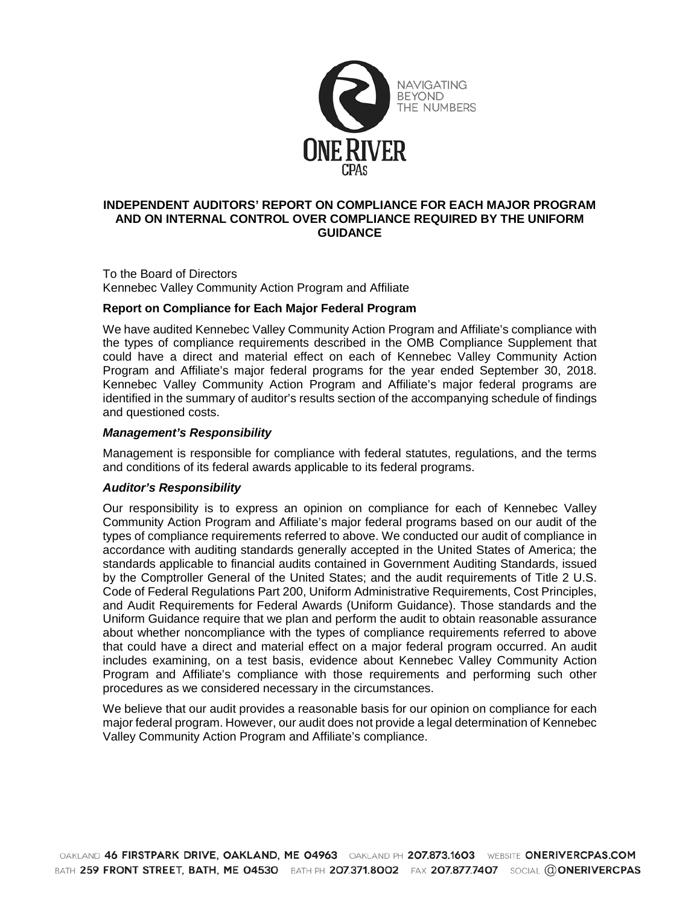# INDEPENDENT AUDITORS' REPORT ON COMPLIANCE FOR EACH MAJOR PROGRAM AND ON INTERNAL CONTROL OVER COMPLIANCE REQUIRED BY THE UNIFORM GUIDANCE

To the Board of Directors
Kennebec Valley Community Action Program and Affiliate

### Report on Compliance for Each Major Federal Program

We have audited Kennebec Valley Community Action Program and Affiliate's compliance with the types of compliance requirements described in the OMB Compliance Supplement that could have a direct and material effect on each of Kennebec Valley Community Action Program and Affiliate's major federal programs for the year ended September 30, 2018. Kennebec Valley Community Action Program and Affiliate's major federal programs are identified in the summary of auditor's results section of the accompanying schedule of findings and questioned costs.

#### *Management's Responsibility*

Management is responsible for compliance with federal statutes, regulations, and the terms and conditions of its federal awards applicable to its federal programs.

#### *Auditor's Responsibility*

Our responsibility is to express an opinion on compliance for each of Kennebec Valley Community Action Program and Affiliate's major federal programs based on our audit of the types of compliance requirements referred to above. We conducted our audit of compliance in accordance with auditing standards generally accepted in the United States of America; the standards applicable to financial audits contained in Government Auditing Standards, issued by the Comptroller General of the United States; and the audit requirements of Title 2 U.S. Code of Federal Regulations Part 200, Uniform Administrative Requirements, Cost Principles, and Audit Requirements for Federal Awards (Uniform Guidance). Those standards and the Uniform Guidance require that we plan and perform the audit to obtain reasonable assurance about whether noncompliance with the types of compliance requirements referred to above that could have a direct and material effect on a major federal program occurred. An audit includes examining, on a test basis, evidence about Kennebec Valley Community Action Program and Affiliate's compliance with those requirements and performing such other procedures as we considered necessary in the circumstances.

We believe that our audit provides a reasonable basis for our opinion on compliance for each major federal program. However, our audit does not provide a legal determination of Kennebec Valley Community Action Program and Affiliate's compliance.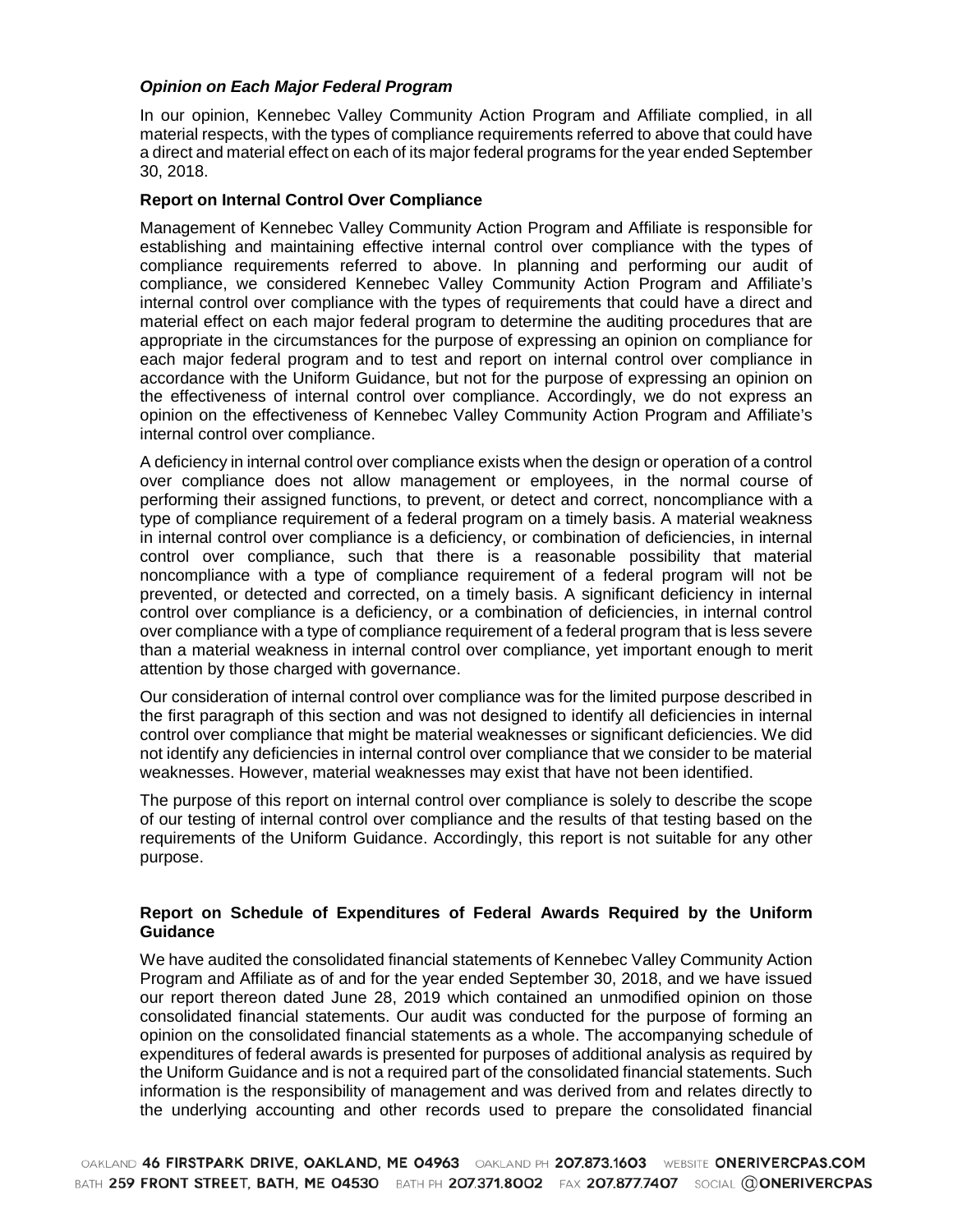### *Opinion on Each Major Federal Program*

In our opinion, Kennebec Valley Community Action Program and Affiliate complied, in all material respects, with the types of compliance requirements referred to above that could have a direct and material effect on each of its major federal programs for the year ended September 30, 2018.

### Report on Internal Control Over Compliance

Management of Kennebec Valley Community Action Program and Affiliate is responsible for establishing and maintaining effective internal control over compliance with the types of compliance requirements referred to above. In planning and performing our audit of compliance, we considered Kennebec Valley Community Action Program and Affiliate's internal control over compliance with the types of requirements that could have a direct and material effect on each major federal program to determine the auditing procedures that are appropriate in the circumstances for the purpose of expressing an opinion on compliance for each major federal program and to test and report on internal control over compliance in accordance with the Uniform Guidance, but not for the purpose of expressing an opinion on the effectiveness of internal control over compliance. Accordingly, we do not express an opinion on the effectiveness of Kennebec Valley Community Action Program and Affiliate's internal control over compliance.

A deficiency in internal control over compliance exists when the design or operation of a control over compliance does not allow management or employees, in the normal course of performing their assigned functions, to prevent, or detect and correct, noncompliance with a type of compliance requirement of a federal program on a timely basis. A material weakness in internal control over compliance is a deficiency, or combination of deficiencies, in internal control over compliance, such that there is a reasonable possibility that material noncompliance with a type of compliance requirement of a federal program will not be prevented, or detected and corrected, on a timely basis. A significant deficiency in internal control over compliance is a deficiency, or a combination of deficiencies, in internal control over compliance with a type of compliance requirement of a federal program that is less severe than a material weakness in internal control over compliance, yet important enough to merit attention by those charged with governance.

Our consideration of internal control over compliance was for the limited purpose described in the first paragraph of this section and was not designed to identify all deficiencies in internal control over compliance that might be material weaknesses or significant deficiencies. We did not identify any deficiencies in internal control over compliance that we consider to be material weaknesses. However, material weaknesses may exist that have not been identified.

The purpose of this report on internal control over compliance is solely to describe the scope of our testing of internal control over compliance and the results of that testing based on the requirements of the Uniform Guidance. Accordingly, this report is not suitable for any other purpose.

### Report on Schedule of Expenditures of Federal Awards Required by the Uniform Guidance

We have audited the consolidated financial statements of Kennebec Valley Community Action Program and Affiliate as of and for the year ended September 30, 2018, and we have issued our report thereon dated June 28, 2019 which contained an unmodified opinion on those consolidated financial statements. Our audit was conducted for the purpose of forming an opinion on the consolidated financial statements as a whole. The accompanying schedule of expenditures of federal awards is presented for purposes of additional analysis as required by the Uniform Guidance and is not a required part of the consolidated financial statements. Such information is the responsibility of management and was derived from and relates directly to the underlying accounting and other records used to prepare the consolidated financial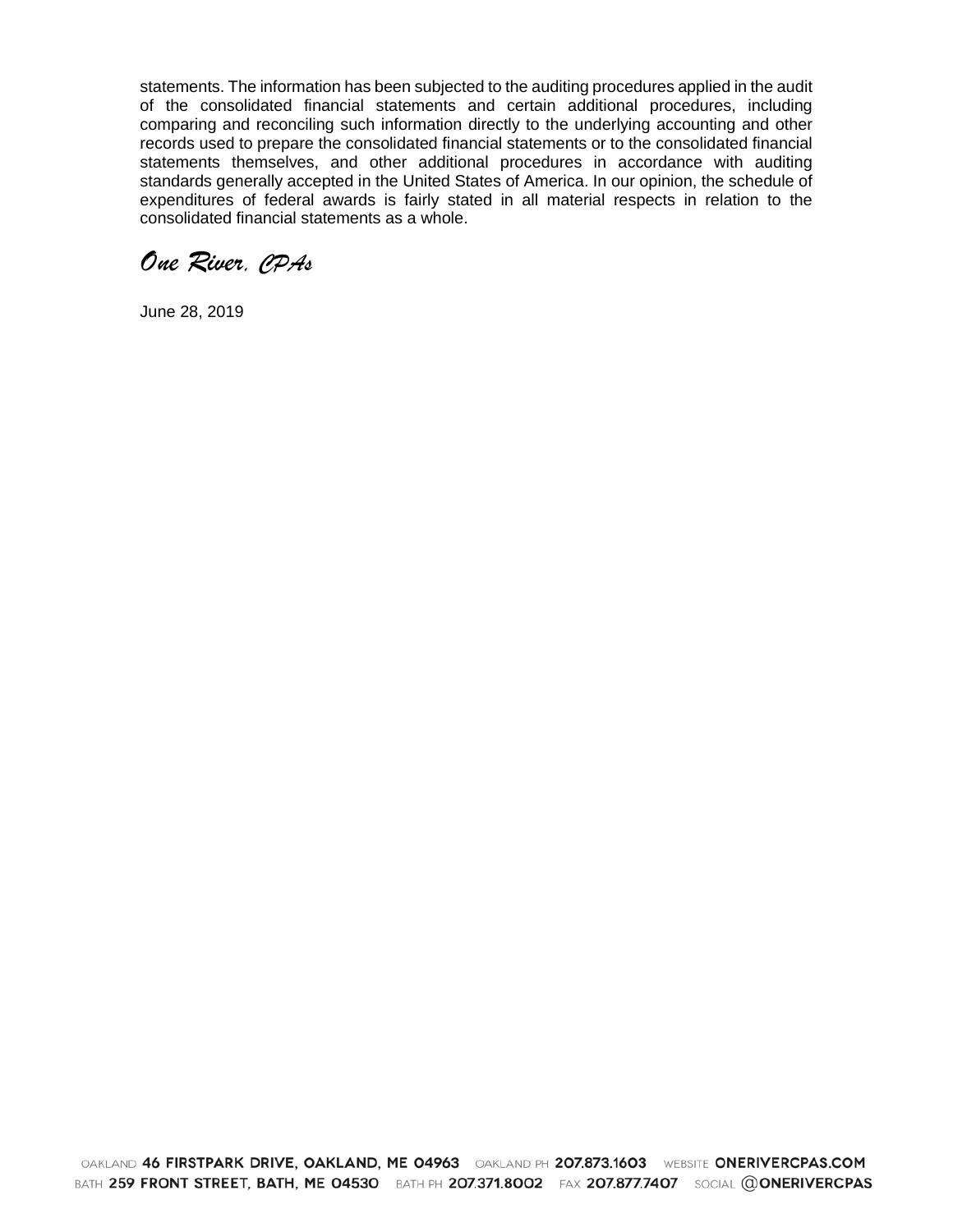statements. The information has been subjected to the auditing procedures applied in the audit of the consolidated financial statements and certain additional procedures, including comparing and reconciling such information directly to the underlying accounting and other records used to prepare the consolidated financial statements or to the consolidated financial statements themselves, and other additional procedures in accordance with auditing standards generally accepted in the United States of America. In our opinion, the schedule of expenditures of federal awards is fairly stated in all material respects in relation to the consolidated financial statements as a whole.

*One River, CPAs*

June 28, 2019

OAKLAND **46 FIRSTPARK DRIVE, OAKLAND, ME 04963** OAKLAND PH **207.873.1603** WEBSITE **ONERIVERCPAS.COM**
BATH **259 FRONT STREET, BATH, ME 04530** BATH PH **207.371.8002** FAX **207.877.7407** SOCIAL **@ONERIVERCPAS**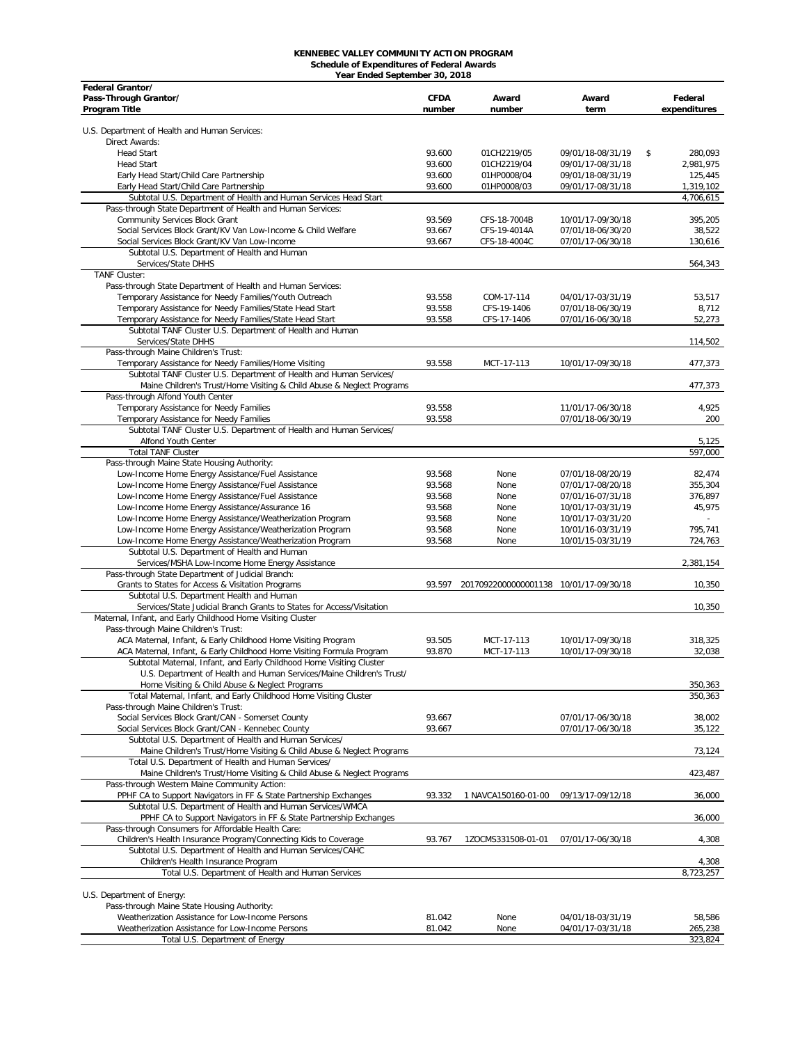**KENNEBEC VALLEY COMMUNITY ACTION PROGRAM**
**Schedule of Expenditures of Federal Awards**
**Year Ended September 30, 2018**

| Federal Grantor/ Pass-Through Grantor/ Program Title | CFDA number | Award number | Award term | Federal expenditures |
|---|---|---|---|---|
| U.S. Department of Health and Human Services: | | | | |
| Direct Awards: | | | | |
| Head Start | 93.600 | 01CH2219/05 | 09/01/18-08/31/19 | $ 280,093 |
| Head Start | 93.600 | 01CH2219/04 | 09/01/17-08/31/18 | 2,981,975 |
| Early Head Start/Child Care Partnership | 93.600 | 01HP0008/04 | 09/01/18-08/31/19 | 125,445 |
| Early Head Start/Child Care Partnership | 93.600 | 01HP0008/03 | 09/01/17-08/31/18 | 1,319,102 |
| Subtotal U.S. Department of Health and Human Services Head Start | | | | 4,706,615 |
| Pass-through State Department of Health and Human Services: | | | | |
| Community Services Block Grant | 93.569 | CFS-18-7004B | 10/01/17-09/30/18 | 395,205 |
| Social Services Block Grant/KV Van Low-Income & Child Welfare | 93.667 | CFS-19-4014A | 07/01/18-06/30/20 | 38,522 |
| Social Services Block Grant/KV Van Low-Income | 93.667 | CFS-18-4004C | 07/01/17-06/30/18 | 130,616 |
| Subtotal U.S. Department of Health and Human Services/State DHHS | | | | 564,343 |
| TANF Cluster: | | | | |
| Pass-through State Department of Health and Human Services: | | | | |
| Temporary Assistance for Needy Families/Youth Outreach | 93.558 | COM-17-114 | 04/01/17-03/31/19 | 53,517 |
| Temporary Assistance for Needy Families/State Head Start | 93.558 | CFS-19-1406 | 07/01/18-06/30/19 | 8,712 |
| Temporary Assistance for Needy Families/State Head Start | 93.558 | CFS-17-1406 | 07/01/16-06/30/18 | 52,273 |
| Subtotal TANF Cluster U.S. Department of Health and Human Services/State DHHS | | | | 114,502 |
| Pass-through Maine Children's Trust: | | | | |
| Temporary Assistance for Needy Families/Home Visiting | 93.558 | MCT-17-113 | 10/01/17-09/30/18 | 477,373 |
| Subtotal TANF Cluster U.S. Department of Health and Human Services/ Maine Children's Trust/Home Visiting & Child Abuse & Neglect Programs | | | | 477,373 |
| Pass-through Alfond Youth Center | | | | |
| Temporary Assistance for Needy Families | 93.558 | | 11/01/17-06/30/18 | 4,925 |
| Temporary Assistance for Needy Families | 93.558 | | 07/01/18-06/30/19 | 200 |
| Subtotal TANF Cluster U.S. Department of Health and Human Services/ Alfond Youth Center | | | | 5,125 |
| Total TANF Cluster | | | | 597,000 |
| Pass-through Maine State Housing Authority: | | | | |
| Low-Income Home Energy Assistance/Fuel Assistance | 93.568 | None | 07/01/18-08/20/19 | 82,474 |
| Low-Income Home Energy Assistance/Fuel Assistance | 93.568 | None | 07/01/17-08/20/18 | 355,304 |
| Low-Income Home Energy Assistance/Fuel Assistance | 93.568 | None | 07/01/16-07/31/18 | 376,897 |
| Low-Income Home Energy Assistance/Assurance 16 | 93.568 | None | 10/01/17-03/31/19 | 45,975 |
| Low-Income Home Energy Assistance/Weatherization Program | 93.568 | None | 10/01/17-03/31/20 | - |
| Low-Income Home Energy Assistance/Weatherization Program | 93.568 | None | 10/01/16-03/31/19 | 795,741 |
| Low-Income Home Energy Assistance/Weatherization Program | 93.568 | None | 10/01/15-03/31/19 | 724,763 |
| Subtotal U.S. Department of Health and Human Services/MSHA Low-Income Home Energy Assistance | | | | 2,381,154 |
| Pass-through State Department of Judicial Branch: | | | | |
| Grants to States for Access & Visitation Programs | 93.597 | 20170922000000001138 | 10/01/17-09/30/18 | 10,350 |
| Subtotal U.S. Department Health and Human Services/State Judicial Branch Grants to States for Access/Visitation | | | | 10,350 |
| Maternal, Infant, and Early Childhood Home Visiting Cluster | | | | |
| Pass-through Maine Children's Trust: | | | | |
| ACA Maternal, Infant, & Early Childhood Home Visiting Program | 93.505 | MCT-17-113 | 10/01/17-09/30/18 | 318,325 |
| ACA Maternal, Infant, & Early Childhood Home Visiting Formula Program | 93.870 | MCT-17-113 | 10/01/17-09/30/18 | 32,038 |
| Subtotal Maternal, Infant, and Early Childhood Home Visiting Cluster U.S. Department of Health and Human Services/Maine Children's Trust/ Home Visiting & Child Abuse & Neglect Programs | | | | 350,363 |
| Total Maternal, Infant, and Early Childhood Home Visiting Cluster | | | | 350,363 |
| Pass-through Maine Children's Trust: | | | | |
| Social Services Block Grant/CAN - Somerset County | 93.667 | | 07/01/17-06/30/18 | 38,002 |
| Social Services Block Grant/CAN - Kennebec County | 93.667 | | 07/01/17-06/30/18 | 35,122 |
| Subtotal U.S. Department of Health and Human Services/ Maine Children's Trust/Home Visiting & Child Abuse & Neglect Programs | | | | 73,124 |
| Total U.S. Department of Health and Human Services/ Maine Children's Trust/Home Visiting & Child Abuse & Neglect Programs | | | | 423,487 |
| Pass-through Western Maine Community Action: | | | | |
| PPHF CA to Support Navigators in FF & State Partnership Exchanges | 93.332 | 1 NAVCA150160-01-00 | 09/13/17-09/12/18 | 36,000 |
| Subtotal U.S. Department of Health and Human Services/WMCA PPHF CA to Support Navigators in FF & State Partnership Exchanges | | | | 36,000 |
| Pass-through Consumers for Affordable Health Care: | | | | |
| Children's Health Insurance Program/Connecting Kids to Coverage | 93.767 | 1ZOCMS331508-01-01 | 07/01/17-06/30/18 | 4,308 |
| Subtotal U.S. Department of Health and Human Services/CAHC Children's Health Insurance Program | | | | 4,308 |
| Total U.S. Department of Health and Human Services | | | | 8,723,257 |
| U.S. Department of Energy: | | | | |
| Pass-through Maine State Housing Authority: | | | | |
| Weatherization Assistance for Low-Income Persons | 81.042 | None | 04/01/18-03/31/19 | 58,586 |
| Weatherization Assistance for Low-Income Persons | 81.042 | None | 04/01/17-03/31/18 | 265,238 |
| Total U.S. Department of Energy | | | | 323,824 |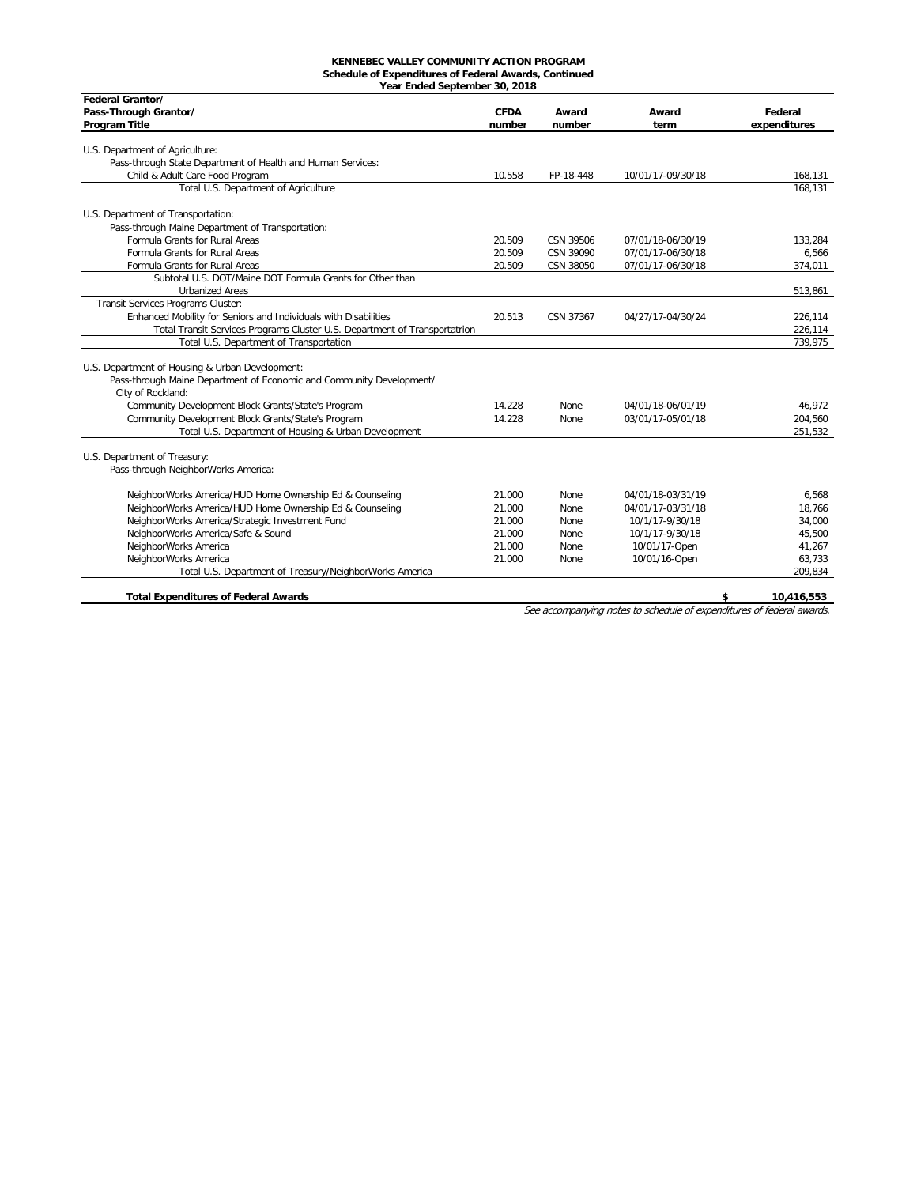**KENNEBEC VALLEY COMMUNITY ACTION PROGRAM**
**Schedule of Expenditures of Federal Awards, Continued**
**Year Ended September 30, 2018**

| Federal Grantor/ Pass-Through Grantor/ Program Title | CFDA number | Award number | Award term | Federal expenditures |
|---|---|---|---|---|
| U.S. Department of Agriculture: | | | | |
| Pass-through State Department of Health and Human Services: | | | | |
| Child & Adult Care Food Program | 10.558 | FP-18-448 | 10/01/17-09/30/18 | 168,131 |
| Total U.S. Department of Agriculture | | | | 168,131 |
| U.S. Department of Transportation: | | | | |
| Pass-through Maine Department of Transportation: | | | | |
| Formula Grants for Rural Areas | 20.509 | CSN 39506 | 07/01/18-06/30/19 | 133,284 |
| Formula Grants for Rural Areas | 20.509 | CSN 39090 | 07/01/17-06/30/18 | 6,566 |
| Formula Grants for Rural Areas | 20.509 | CSN 38050 | 07/01/17-06/30/18 | 374,011 |
| Subtotal U.S. DOT/Maine DOT Formula Grants for Other than Urbanized Areas | | | | 513,861 |
| Transit Services Programs Cluster: | | | | |
| Enhanced Mobility for Seniors and Individuals with Disabilities | 20.513 | CSN 37367 | 04/27/17-04/30/24 | 226,114 |
| Total Transit Services Programs Cluster U.S. Department of Transportatrion | | | | 226,114 |
| Total U.S. Department of Transportation | | | | 739,975 |
| U.S. Department of Housing & Urban Development: | | | | |
| Pass-through Maine Department of Economic and Community Development/ City of Rockland: | | | | |
| Community Development Block Grants/State's Program | 14.228 | None | 04/01/18-06/01/19 | 46,972 |
| Community Development Block Grants/State's Program | 14.228 | None | 03/01/17-05/01/18 | 204,560 |
| Total U.S. Department of Housing & Urban Development | | | | 251,532 |
| U.S. Department of Treasury: | | | | |
| Pass-through NeighborWorks America: | | | | |
| NeighborWorks America/HUD Home Ownership Ed & Counseling | 21.000 | None | 04/01/18-03/31/19 | 6,568 |
| NeighborWorks America/HUD Home Ownership Ed & Counseling | 21.000 | None | 04/01/17-03/31/18 | 18,766 |
| NeighborWorks America/Strategic Investment Fund | 21.000 | None | 10/1/17-9/30/18 | 34,000 |
| NeighborWorks America/Safe & Sound | 21.000 | None | 10/1/17-9/30/18 | 45,500 |
| NeighborWorks America | 21.000 | None | 10/01/17-Open | 41,267 |
| NeighborWorks America | 21.000 | None | 10/01/16-Open | 63,733 |
| Total U.S. Department of Treasury/NeighborWorks America | | | | 209,834 |
| **Total Expenditures of Federal Awards** | | | | **$ 10,416,553** |

*See accompanying notes to schedule of expenditures of federal awards.*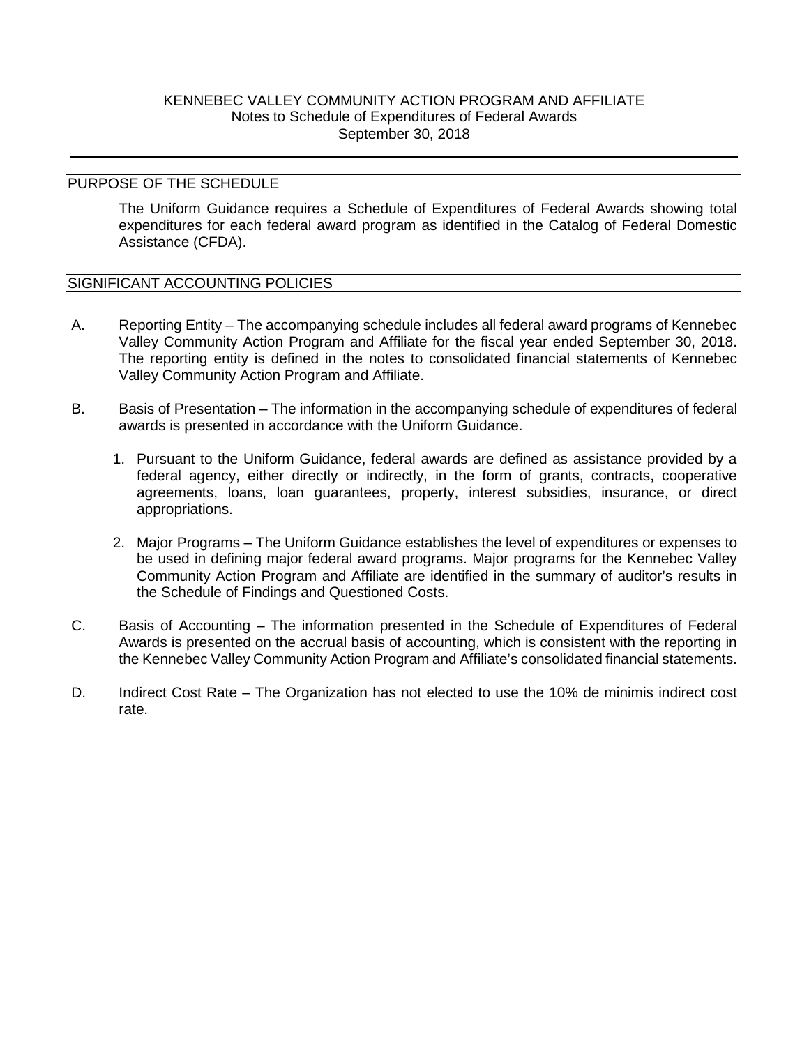# KENNEBEC VALLEY COMMUNITY ACTION PROGRAM AND AFFILIATE
## Notes to Schedule of Expenditures of Federal Awards
## September 30, 2018

## PURPOSE OF THE SCHEDULE

The Uniform Guidance requires a Schedule of Expenditures of Federal Awards showing total expenditures for each federal award program as identified in the Catalog of Federal Domestic Assistance (CFDA).

## SIGNIFICANT ACCOUNTING POLICIES

A. Reporting Entity – The accompanying schedule includes all federal award programs of Kennebec Valley Community Action Program and Affiliate for the fiscal year ended September 30, 2018. The reporting entity is defined in the notes to consolidated financial statements of Kennebec Valley Community Action Program and Affiliate.

B. Basis of Presentation – The information in the accompanying schedule of expenditures of federal awards is presented in accordance with the Uniform Guidance.

   1. Pursuant to the Uniform Guidance, federal awards are defined as assistance provided by a federal agency, either directly or indirectly, in the form of grants, contracts, cooperative agreements, loans, loan guarantees, property, interest subsidies, insurance, or direct appropriations.

   2. Major Programs – The Uniform Guidance establishes the level of expenditures or expenses to be used in defining major federal award programs. Major programs for the Kennebec Valley Community Action Program and Affiliate are identified in the summary of auditor's results in the Schedule of Findings and Questioned Costs.

C. Basis of Accounting – The information presented in the Schedule of Expenditures of Federal Awards is presented on the accrual basis of accounting, which is consistent with the reporting in the Kennebec Valley Community Action Program and Affiliate's consolidated financial statements.

D. Indirect Cost Rate – The Organization has not elected to use the 10% de minimis indirect cost rate.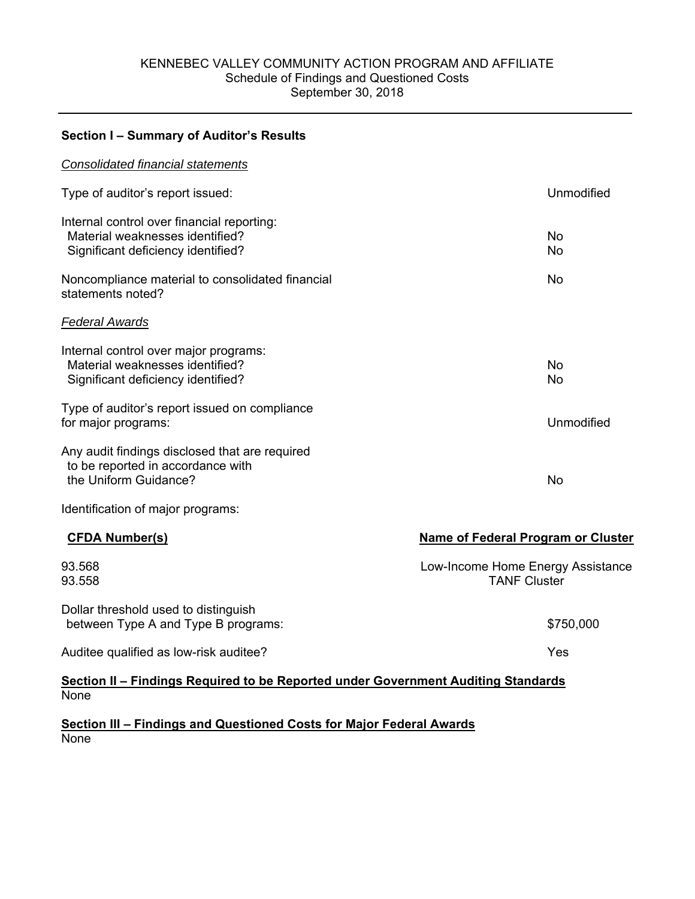# KENNEBEC VALLEY COMMUNITY ACTION PROGRAM AND AFFILIATE
## Schedule of Findings and Questioned Costs
## September 30, 2018

---

**Section I – Summary of Auditor's Results**

*Consolidated financial statements*

| | |
|---|---|
| Type of auditor's report issued: | Unmodified |
| Internal control over financial reporting: | |
| Material weaknesses identified? | No |
| Significant deficiency identified? | No |
| Noncompliance material to consolidated financial statements noted? | No |

*Federal Awards*

| | |
|---|---|
| Internal control over major programs: | |
| Material weaknesses identified? | No |
| Significant deficiency identified? | No |
| Type of auditor's report issued on compliance for major programs: | Unmodified |
| Any audit findings disclosed that are required to be reported in accordance with the Uniform Guidance? | No |

Identification of major programs:

| CFDA Number(s) | Name of Federal Program or Cluster |
|---|---|
| 93.568 | Low-Income Home Energy Assistance |
| 93.558 | TANF Cluster |

| | |
|---|---|
| Dollar threshold used to distinguish between Type A and Type B programs: | $750,000 |
| Auditee qualified as low-risk auditee? | Yes |

**Section II – Findings Required to be Reported under Government Auditing Standards**

None

**Section III – Findings and Questioned Costs for Major Federal Awards**

None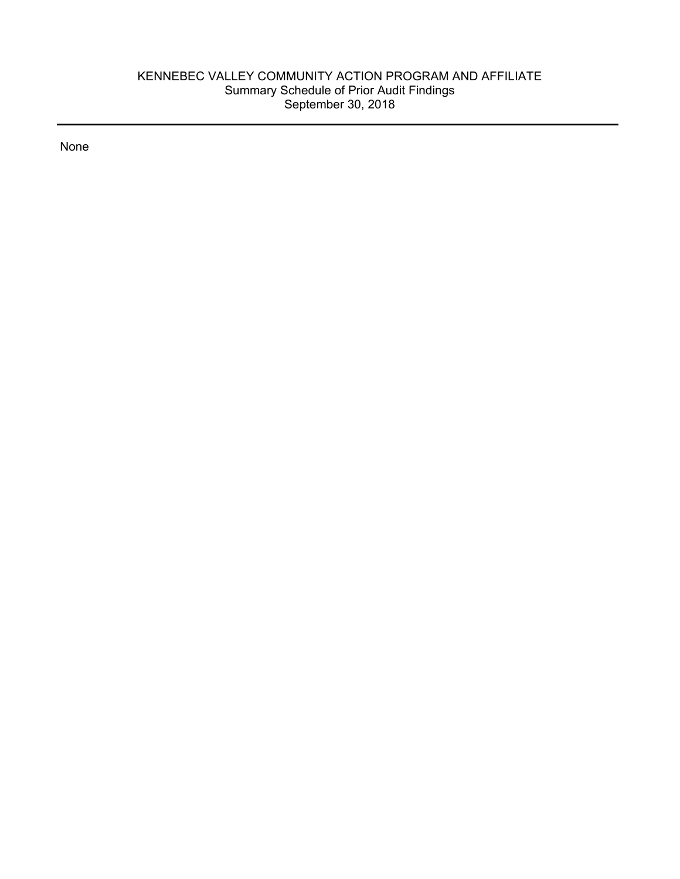# KENNEBEC VALLEY COMMUNITY ACTION PROGRAM AND AFFILIATE
## Summary Schedule of Prior Audit Findings
### September 30, 2018

---

None